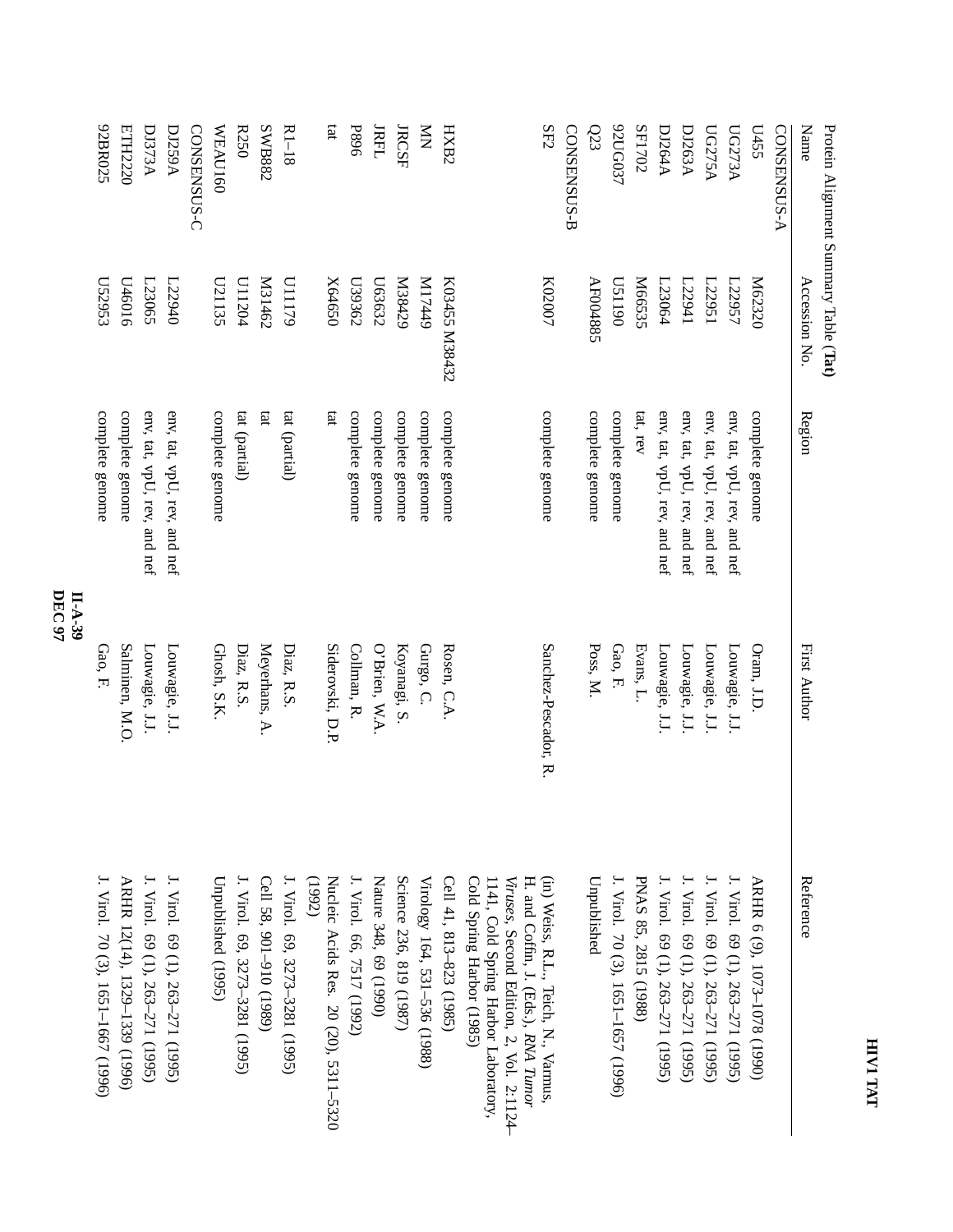Protein Alignment Summary Table (**Tat**)

| Name | Accession No. | Region | First Author | Reference |
|---|---|---|---|---|
| CONSENSUS-A | | | | |
| U455 | M62320 | complete genome | Oram, J.D. | ARHR 6 (9), 1073–1078 (1990) |
| UG273A | L22957 | env, tat, vpU, rev, and nef | Louwagie, J.J. | J. Virol. 69 (1), 263–271 (1995) |
| UG275A | L22951 | env, tat, vpU, rev, and nef | Louwagie, J.J. | J. Virol. 69 (1), 263–271 (1995) |
| DJ263A | L22941 | env, tat, vpU, rev, and nef | Louwagie, J.J. | J. Virol. 69 (1), 263–271 (1995) |
| DJ264A | L23064 | env, tat, vpU, rev, and nef | Louwagie, J.J. | J. Virol. 69 (1), 263–271 (1995) |
| SF1702 | M66535 | tat, rev | Evans, L. | PNAS 85, 2815 (1988) |
| 92UG037 | U51190 | complete genome | Gao, F. | J. Virol. 70 (3), 1651–1657 (1996) |
| Q23 | AF004885 | complete genome | Poss, M. | Unpublished |
| CONSENSUS-B | | | | |
| SF2 | K02007 | complete genome | Sanchez-Pescador, R. | (in) Weiss, R.L., Teich, N., Varmus, H. and Coffin, J. (Eds.), *RNA Tumor Viruses*, Second Edition, 2, Vol. 2:1124–1141, Cold Spring Harbor Laboratory, Cold Spring Harbor (1985) |
| HXB2 | K03455 M38432 | complete genome | Rosen, C.A. | Cell 41, 813–823 (1985) |
| MN | M17449 | complete genome | Gurgo, C. | Virology 164, 531–536 (1988) |
| JRCSF | M38429 | complete genome | Koyanagi, S. | Science 236, 819 (1987) |
| JRFL | U63632 | complete genome | O'Brien, W.A. | Nature 348, 69 (1990) |
| P896 | U39362 | complete genome | Collman, R. | J. Virol. 66, 7517 (1992) |
| tat | X64650 | tat | Siderovski, D.P. | Nucleic Acids Res. 20 (20), 5311–5320 (1992) |
| R1–18 | U11179 | tat (partial) | Diaz, R.S. | J. Virol. 69, 3273–3281 (1995) |
| SWB882 | M31462 | tat | Meyerhans, A. | Cell 58, 901–910 (1989) |
| R250 | U11204 | tat (partial) | Diaz, R.S. | J. Virol. 69, 3273–3281 (1995) |
| WEAU160 | U21135 | complete genome | Ghosh, S.K. | Unpublished (1995) |
| CONSENSUS-C | | | | |
| DJ259A | L22940 | env, tat, vpU, rev, and nef | Louwagie, J.J. | J. Virol. 69 (1), 263–271 (1995) |
| DJ373A | L23065 | env, tat, vpU, rev, and nef | Louwagie, J.J. | J. Virol. 69 (1), 263–271 (1995) |
| ETH2220 | U46016 | complete genome | Salminen, M.O. | ARHR 12(14), 1329–1339 (1996) |
| 92BR025 | U52953 | complete genome | Gao, F. | J. Virol. 70 (3), 1651–1667 (1996) |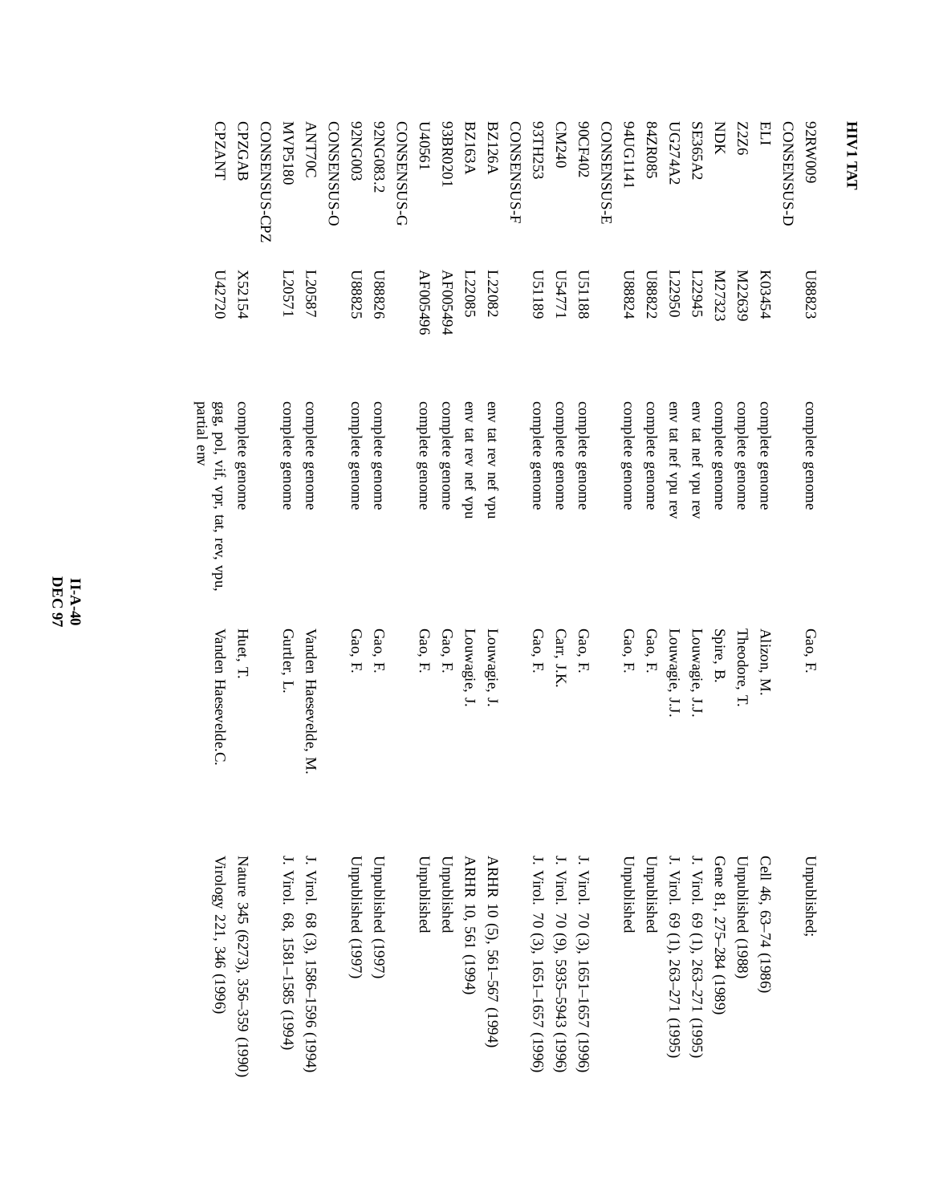## HIV1 TAT

| | | | | |
|---|---|---|---|---|
| 92RW009 | U88823 | complete genome | Gao, F. | Unpublished; |
| CONSENSUS-D | | | | |
| ELI | K03454 | complete genome | Alizon, M. | Cell 46, 63–74 (1986) |
| Z2Z6 | M22639 | complete genome | Theodore, T. | Unpublished (1988) |
| NDK | M27323 | complete genome | Spire, B. | Gene 81, 275–284 (1989) |
| SE365A2 | L22945 | env tat nef vpu rev | Louwagie, J.J. | J. Virol. 69 (1), 263–271 (1995) |
| UG274A2 | L22950 | env tat nef vpu rev | Louwagie, J.J. | J. Virol. 69 (1), 263–271 (1995) |
| 84ZR085 | U88822 | complete genome | Gao, F. | Unpublished |
| 94UG1141 | U88824 | complete genome | Gao, F. | Unpublished |
| CONSENSUS-E | | | | |
| 90CF402 | U51188 | complete genome | Gao, F. | J. Virol. 70 (3), 1651–1657 (1996) |
| CM240 | U54771 | complete genome | Carr, J.K. | J. Virol. 70 (9), 5935–5943 (1996) |
| 93TH253 | U51189 | complete genome | Gao, F. | J. Virol. 70 (3), 1651–1657 (1996) |
| CONSENSUS-F | | | | |
| BZ126A | L22082 | env tat rev nef vpu | Louwagie, J. | ARHR 10 (5), 561–567 (1994) |
| BZ163A | L22085 | env tat rev nef vpu | Louwagie, J. | ARHR 10, 561 (1994) |
| 93BR020l | AF005494 | complete genome | Gao, F. | Unpublished |
| U40561 | AF005496 | complete genome | Gao, F. | Unpublished |
| CONSENSUS-G | | | | |
| 92NG083.2 | U88826 | complete genome | Gao, F. | Unpublished (1997) |
| 92NG003 | U88825 | complete genome | Gao, F. | Unpublished (1997) |
| CONSENSUS-O | | | | |
| ANT70C | L20587 | complete genome | Vanden Haesevelde, M. | J. Virol. 68 (3), 1586–1596 (1994) |
| MVP5180 | L20571 | complete genome | Gurtler, L. | J. Virol. 68, 1581–1585 (1994) |
| CONSENSUS-CPZ | | | | |
| CPZGAB | X52154 | complete genome | Huet, T. | Nature 345 (6273), 356–359 (1990) |
| CPZANT | U42720 | gag, pol, vif, vpr, tat, rev, vpu, partial env | Vanden Haesevelde.C. | Virology 221, 346 (1996) |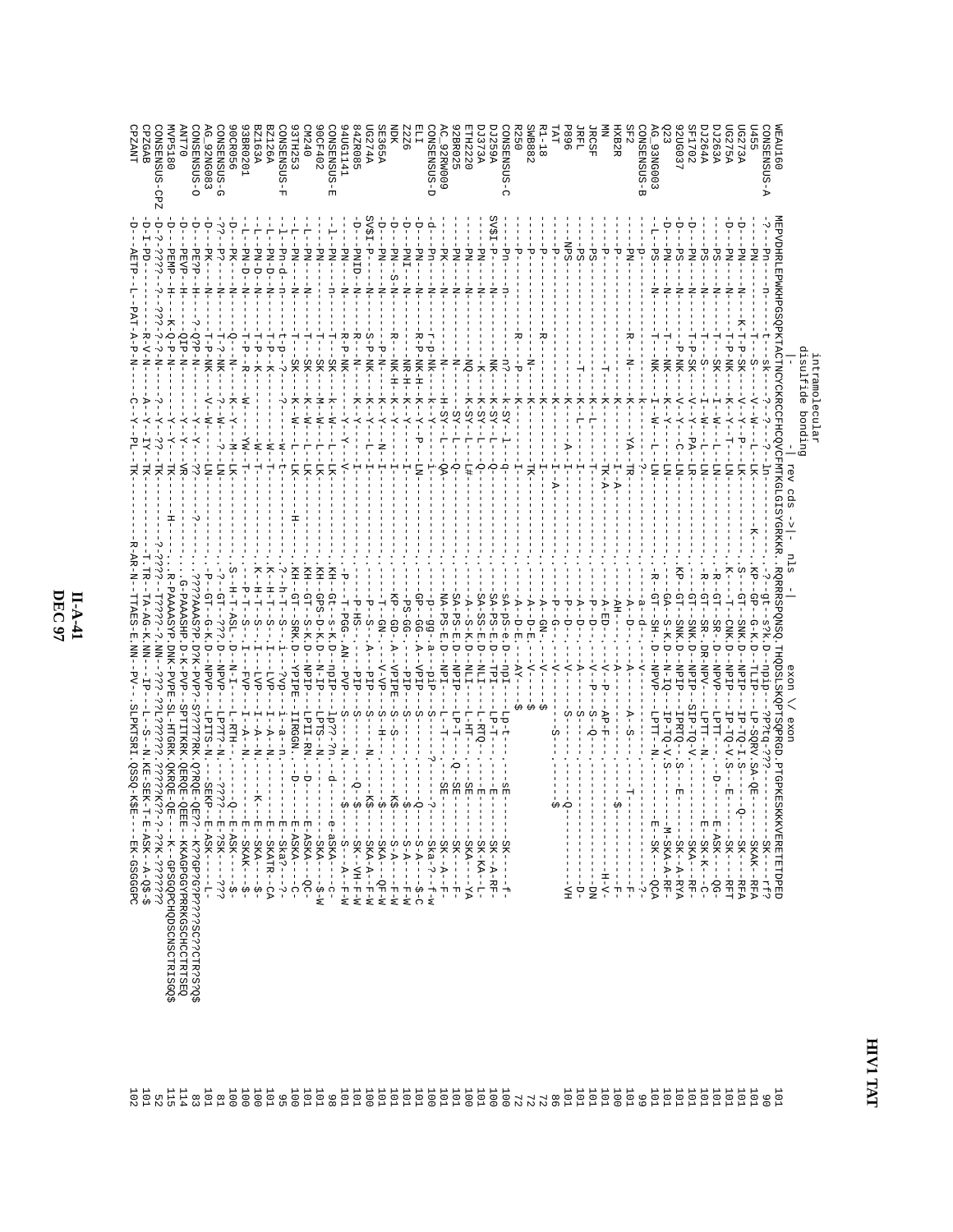```
                                  intramolecular
                                  disulfide bonding
                                  |                    |  rev cds ->|    nls    |                     exon \/ exon
WEAU160      MEPVDHRLEPWKHPGSQPKTACTNCYCKRCCFHCQVCFMTKGLGISYGRKKR.RQRRRSPQNSQ.THQDSLSKQPTSQPRGD.PTGPKESKKKVERETETDPED   101
CONSENSUS-A  -?--Pn-----n-----t--sk----?--?---ln------------------.-?--gt-s?k.D-npip-?P?tq.???------------------SK---rf?   90
U455         ---PN-----------T--S------V--W---L--LK---------------K---.KP--GP--G-K.D-TLIP--LP-SQRV.SA-QE--------SKAK--RFA   101
UG273A       D--PN-----N--K-T-P-SK----V--Y--P---LK------------------.S---GT--SNK.D-NPIP--IP-TQ-I.S------Q------SK---RFA   101
UG275A       D--PN-----N----T-P-NK----K--Y--T---LN------------------.K---T--CNK.D-NPIP--IP-TQ-V.S---E-------SK---RFT   101
DJ263A       ---PS-----N----T----SK----I--W---L--LN------------------.-R--GT--SR-.D-NPVP--LPTT-.---D-------E-ASK---QG-   101
DJ264A       ---PS-----N----T----S-----I--W---L--LN------------------.-R--GT--SR-.D-NPV--LPTT-.N---------E--SK-K---C-   101
SF1702       D--PN-----N----T-P-SK----V--Y--PA--LR------------------.---GT--SNK.D-NPIP--SIP-TQ-V.----------SKA---RF-   101
92UG037      D--PS-----N----T-P-NK----V--Y---C--LN------------------.KP--GT--SNK.D-NPIP--IPRTQ--.S---E-------SK--A-RYA   101
Q23          D--PN-----N----T----NK----K--Y------LN------------------.---GA--S-K.D--N-IQ--IP-TQ-V.S------M-SKA-A-RF-   101
AG_93NG003   -L--PS-----N----T----NK----I--W---L--LN------------------.-R--GT--SH-.D--NPVP--LPTT-.N---------E--SK---QCA   101
CONSENSUS-B  ----p----------------------k-----------?------------------.---a--d--------v-------------------------------?-   99
SF2          ---PN-----------R---N-----K--------YA--TR------------------.---A-D-------A-------A-S--------T---------F-   101
HXB2R        ---P--------------------------K--------I--A-----------------.---AH--------A---------------$-----------F-   100
MN           ---P----------------T----K--------------TK-A----------------.---A-ED-------V---P---AP-F----------------H-V-   101
JRCSF        ---PS-----------------------K--L--------T-------------------.----P-D-------V---P---S--Q---------------------DN   101
JRFL         ---PS-----------T---------K--L--------T-------------------.----A-D-------A---------S------------------------D-   101
P896         --NPS----------------------K------------A--I-----------------.----P-D-------V---------S----------------------VH   101
TAT          ---P----------------------K--------------I-A----------------.----P-G-------V-----S---------Q-----------------   86
R1-18        ---P----------------R------K--------------I----------------.----A-GN-------V---$                               72
SWB882       ---P--------------------N-----K----------TK----------------.----A-D-E------V---$                               72
R250         ---P--------------R----P---K--------------I----------------.----A-D-E-----AY---$                               72
CONSENSUS-C  ---Pn-----n-------n?---k-SY-l--q------------------.--sA-pS-e.D-npI--Lp-t-----sE-----SK----f-   100
DJ259A       SV$I-P-----N--------NK--K-SY--L--Q------------------.--SA-PS-E.D-TPI--LP-T------E------SK--A-RF-   101
DJ373A       ---PN-----N----------K--K-SY--L--Q------------------.--SA-SS-E.D-NLI--L-RTQ------E------SK-KA-L-   101
ETH2220      ---PN-----N--------NQ----K-SY--L--L#------------------.---A-S-K.D-NLI--L-HT-----SE------SKA---YA   100
92BR025      ---PN-----N-------N-------SY--L--Q------------------.--SA-PS-E.D-NPIP--LP-T------Q-SE------SK---F-   101
AC_92RW009   ---PK-----N-------N-----H-SY--L--QA------------------.--NA-PS-E.D-NPI--L--T------SE------SK--A--F-   101
CONSENSUS-D  -d--Pn-----N-----r-p-NK----k--y--------i------------------.-----p-gg-a--piP--S-------?------?------Ska-?--f-w   101
ELI          D--PN-----N--------R-P-NK-H--K--Y--P---LN------------------.--GP--GG-A-VPIP--S----------Q------S-A---$-C   100
Z2Z6         D--PNI----N----------NR-H--K--Y------I------------------.---PS-GG-------PIP--S----------$------S-A---F-W   101
NDK          D--PN--S-N-------R---NK-H--K--Y------I------------------.--KP--GD-A--VPIPE-S--S--------K$------S-A---F-W   101
SE365A       D--PN-----N--------P-N----K--Y--N---I------------------.----T--GN---V-VP--S--H----------$------SKA---QF-W   100
UG274A       SV$I-P-----N--------S-P-NK----K--Y--------I------------------.----P--S---A---PIP--S-----N-----K$------SKA-A--F-W   100
84ZR085      D--PNID--N--------R-P-NK----K--Y--------I------------------.---P-HS-------PIP--S----------Q--$------SK--VH-F-W   101
94UG1141     ---PN-----N--------R-P-NK----K--Y--Y--------V------------------.---P----T-PGG-.AN--PVP--S------N-----$------S-A-A--F-W   101
CONSENSUS-E  -1--PN-----n--------T---SK----k--W---L--LK------------------.KH--Gt--s-K.D--npIP--lp??-?n-----d------e-aSKA---c-   98
90CF402      ---PN-----N--------T---SK----M--W---L--LK------------------.KH--GPS-D-K.D--N-IP--LPTS-.N---------SKA------$-W   101
CM240        --L--PN-----N--------T---SK----K--W---L--LK------------------.KH--GT--S-K.D--NPIP--LPII-RN.--D-------E-ASKA---QC-   101
93TH253      --L--PN-----N--------T---SK----K--W---L--LK---------H--------.KH--GT--SRK.D-YPIPE--IIRGGN.--D-------E-ASKA---C-   101
CONSENSUS-F  -1--Pn-d--n--------t-p--?-------w--t------------------.?-h-T--S-i--?vp--i--a--n----------E--Ska?---?-   95
BZ126A       --L--PN-D--N--------T-P--K----------W--T------------------.K-H-T--S----I--LVP--I--A--N----------E--SKATR--CA   101
BZ163A       --L--PN-D--N--------T-P--K----------W--T------------------.K-H-T--S----I--LVP--I--A--N-------K---E--SKA---$-   100
93BR0201     --L--PN-D--N--------T-P--R----W-----YW--T------------------.---P-T--S----I--FVP--I--A--N----------E--SKAK--$-   100
90CR056      D--PK-----N--------Q--N----K--Y----M---LK------------------.S-H-T-ASL-.D--N-I--L-RTH-----------Q--E-ASK-----$-   100
CONSENSUS-G  -??--P?-----N--------T-?-NK----?--W---?--LN------------------.-?--GT-???.D--NPVP--LP?T?-N----?????--E-?SK----???   81
AG_92NG083   D--PK-----N--------T-P-NK----V--W------LN------------------.-P--GT--G-K.D--NPVP--LPITS-N----SEKP--E-ASK-----L-   101
CONSENSUS-O  D--PE?P-----H--------?-Q?P-N----Y--Y---??------?-----------.???AAASP.D?K-PVP?-S???R?K.Q?RQE--QE??--K??GP?G?P???SC??CTR?S?Q$   83
ANT70        D--PEVP-----H--------QIP-N----Y--Y---VR------------------.....G-PAAASHP.D-K-PVP--SPTITKRK.QERQE-QEEE--KKAGPGGYPRRKGSCHCCTRTSEQ   114
MVP5180      D--PEMP-----H--------K-Q-P-N----Y--Y---TK------H-----------.R-PAAASYP.DNK-PVPE--SL-HTGRK.QKRQE-QE---K--GPSGQPCHQDSCNSCTRISGQ$   115
CONSENSUS-CPZ D-?-????-?-???-?-?--N-----?--Y---??---TK------------------.?-????--T????-?.NN--???-??L?????.??????K??-?-??K-???????   52
CPZGAB       D-I-PD-----------R-V-N-----A--Y--IY---TK------------------.T-TR--TA-AG-K.NN---IP----L--S--N.KE-SEK-T-E-ASK--A-Q$-$   101
CPZANT       -D--AETP--L--PAT-A-P-N----C--Y--PL---TK------------------.R-AR-N--TTAES-E.NN--PV--.SLPKTSRI.QSSQ-K$E---EK-GSGGGPC   102
```